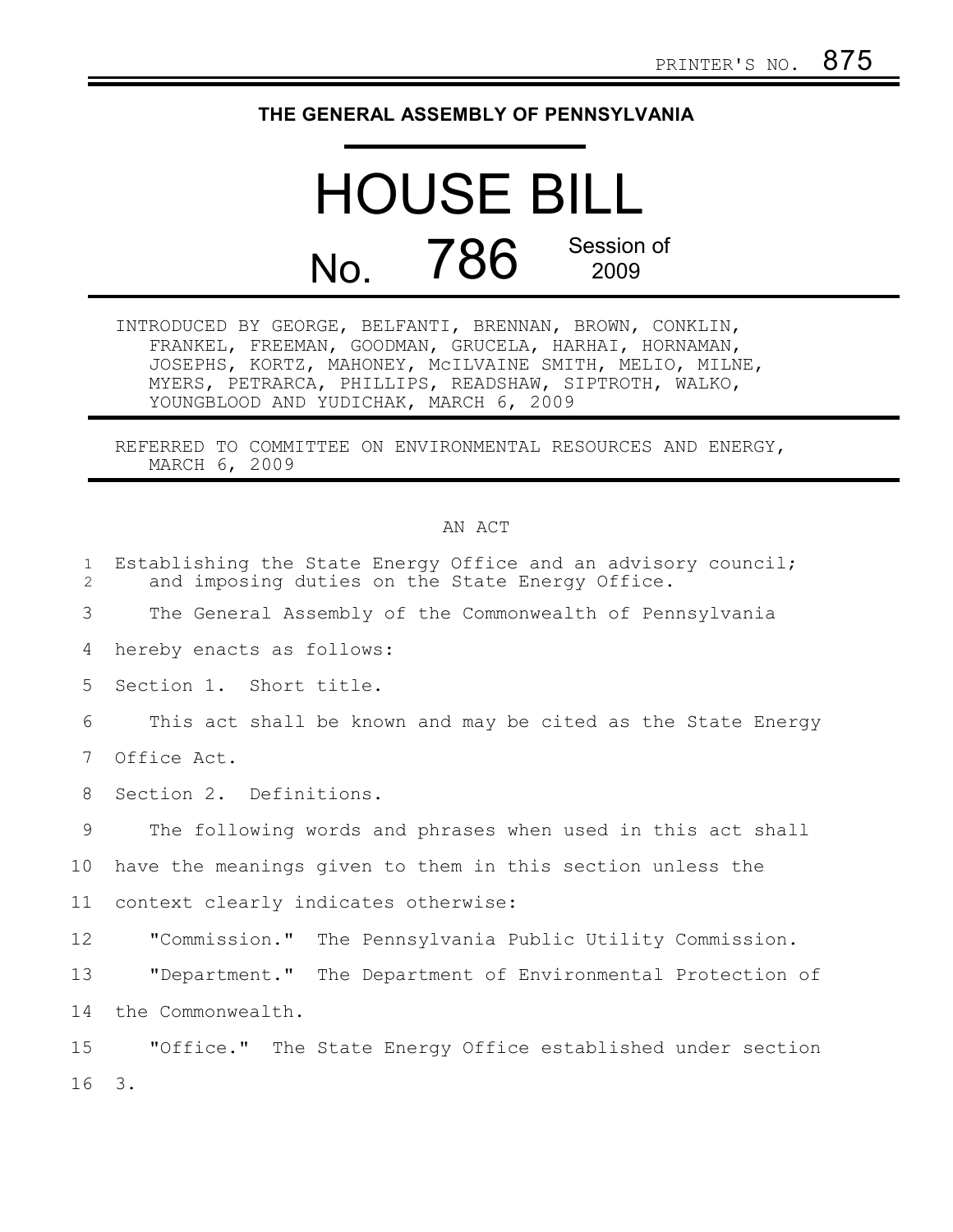PRINTER'S NO. 875

# THE GENERAL ASSEMBLY OF PENNSYLVANIA

# HOUSE BILL

## No. 786 Session of 2009

INTRODUCED BY GEORGE, BELFANTI, BRENNAN, BROWN, CONKLIN, FRANKEL, FREEMAN, GOODMAN, GRUCELA, HARHAI, HORNAMAN, JOSEPHS, KORTZ, MAHONEY, McILVAINE SMITH, MELIO, MILNE, MYERS, PETRARCA, PHILLIPS, READSHAW, SIPTROTH, WALKO, YOUNGBLOOD AND YUDICHAK, MARCH 6, 2009

REFERRED TO COMMITTEE ON ENVIRONMENTAL RESOURCES AND ENERGY, MARCH 6, 2009

AN ACT

Establishing the State Energy Office and an advisory council; and imposing duties on the State Energy Office.

The General Assembly of the Commonwealth of Pennsylvania hereby enacts as follows:

Section 1. Short title.

This act shall be known and may be cited as the State Energy Office Act.

Section 2. Definitions.

The following words and phrases when used in this act shall have the meanings given to them in this section unless the context clearly indicates otherwise:

"Commission." The Pennsylvania Public Utility Commission.

"Department." The Department of Environmental Protection of the Commonwealth.

"Office." The State Energy Office established under section 3.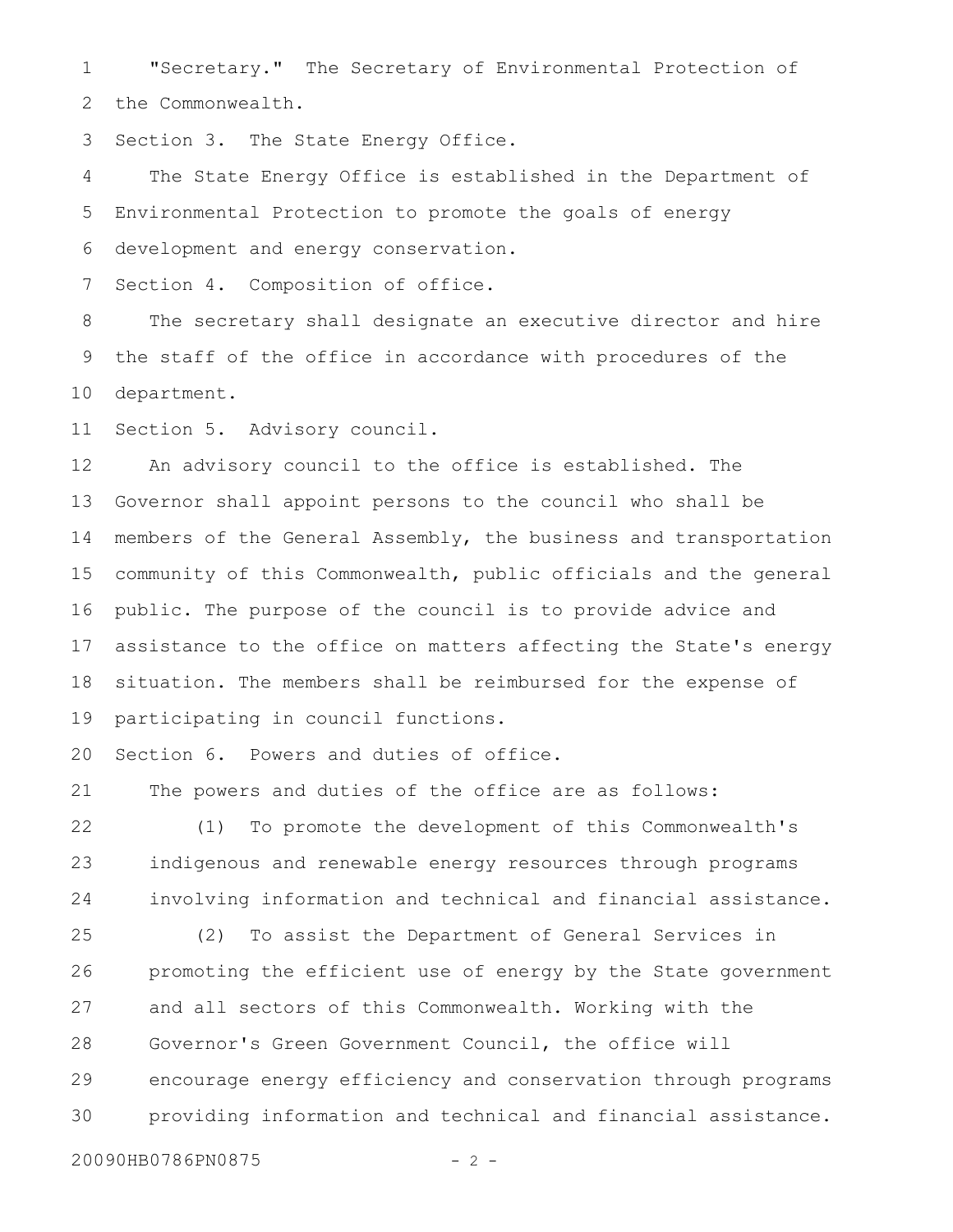"Secretary." The Secretary of Environmental Protection of the Commonwealth.

Section 3. The State Energy Office.

The State Energy Office is established in the Department of Environmental Protection to promote the goals of energy development and energy conservation.

Section 4. Composition of office.

The secretary shall designate an executive director and hire the staff of the office in accordance with procedures of the department.

Section 5. Advisory council.

An advisory council to the office is established. The Governor shall appoint persons to the council who shall be members of the General Assembly, the business and transportation community of this Commonwealth, public officials and the general public. The purpose of the council is to provide advice and assistance to the office on matters affecting the State's energy situation. The members shall be reimbursed for the expense of participating in council functions.

Section 6. Powers and duties of office.

The powers and duties of the office are as follows:

(1) To promote the development of this Commonwealth's indigenous and renewable energy resources through programs involving information and technical and financial assistance.

(2) To assist the Department of General Services in promoting the efficient use of energy by the State government and all sectors of this Commonwealth. Working with the Governor's Green Government Council, the office will encourage energy efficiency and conservation through programs providing information and technical and financial assistance.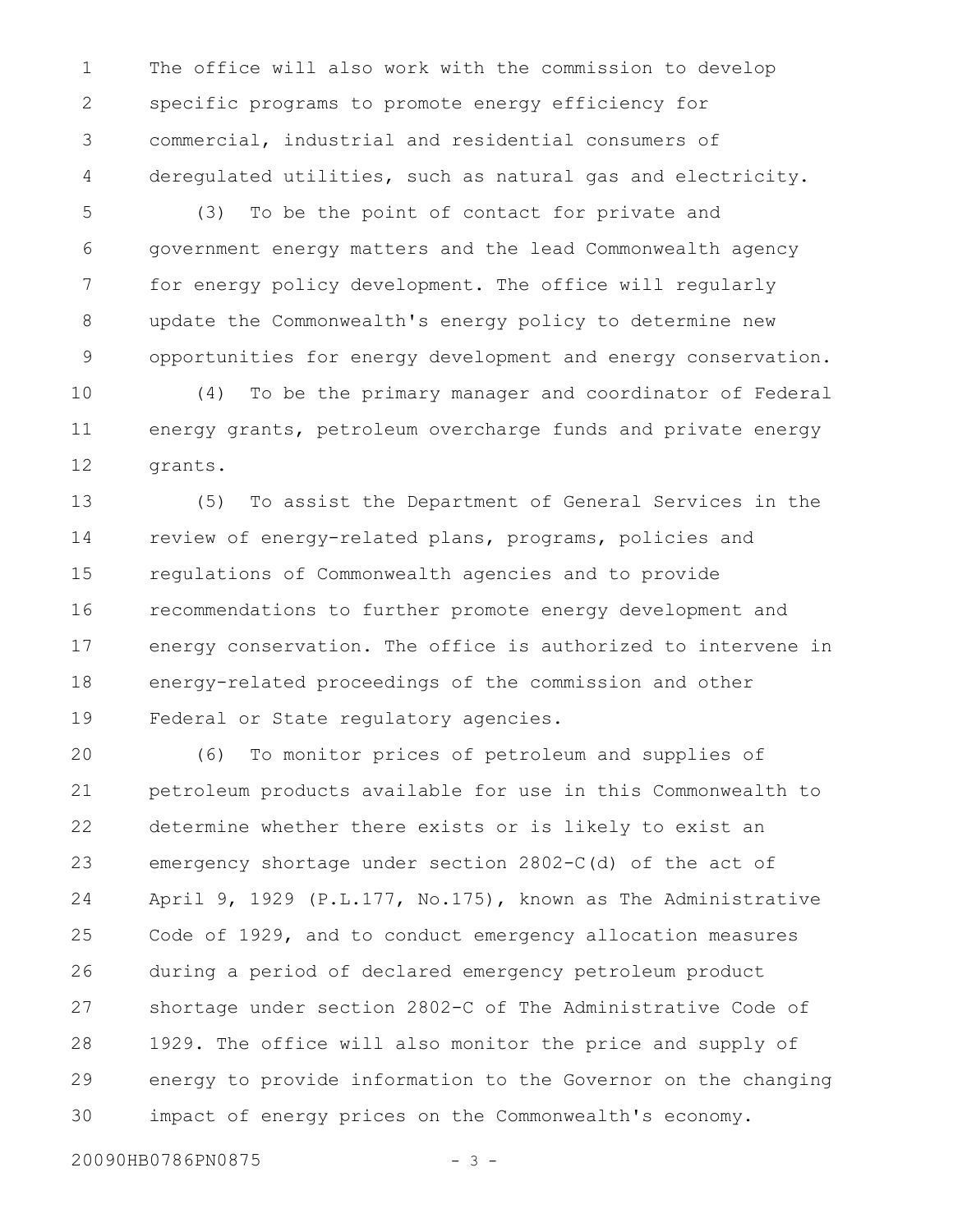The office will also work with the commission to develop specific programs to promote energy efficiency for commercial, industrial and residential consumers of deregulated utilities, such as natural gas and electricity.

(3) To be the point of contact for private and government energy matters and the lead Commonwealth agency for energy policy development. The office will regularly update the Commonwealth's energy policy to determine new opportunities for energy development and energy conservation.

(4) To be the primary manager and coordinator of Federal energy grants, petroleum overcharge funds and private energy grants.

(5) To assist the Department of General Services in the review of energy-related plans, programs, policies and regulations of Commonwealth agencies and to provide recommendations to further promote energy development and energy conservation. The office is authorized to intervene in energy-related proceedings of the commission and other Federal or State regulatory agencies.

(6) To monitor prices of petroleum and supplies of petroleum products available for use in this Commonwealth to determine whether there exists or is likely to exist an emergency shortage under section 2802-C(d) of the act of April 9, 1929 (P.L.177, No.175), known as The Administrative Code of 1929, and to conduct emergency allocation measures during a period of declared emergency petroleum product shortage under section 2802-C of The Administrative Code of 1929. The office will also monitor the price and supply of energy to provide information to the Governor on the changing impact of energy prices on the Commonwealth's economy.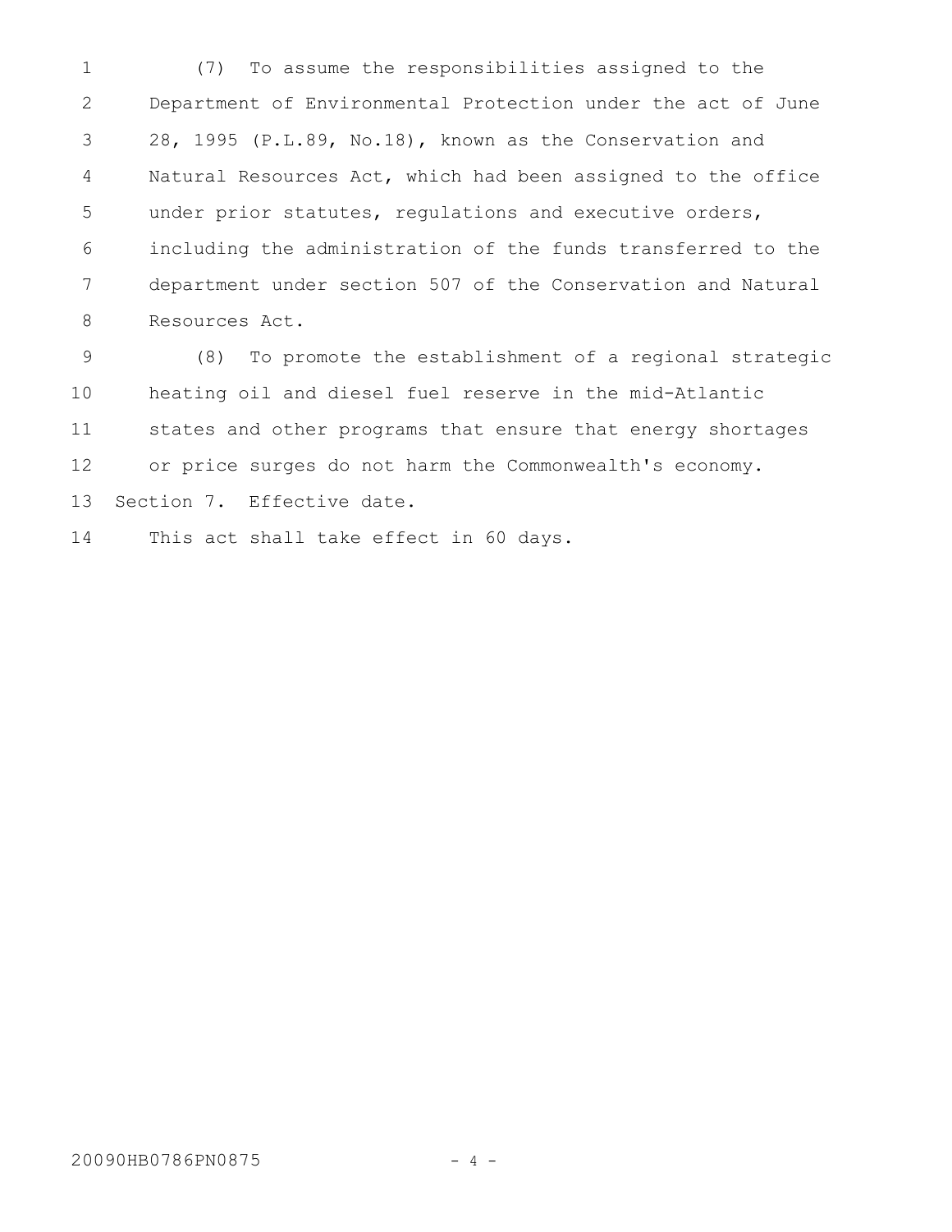(7) To assume the responsibilities assigned to the Department of Environmental Protection under the act of June 28, 1995 (P.L.89, No.18), known as the Conservation and Natural Resources Act, which had been assigned to the office under prior statutes, regulations and executive orders, including the administration of the funds transferred to the department under section 507 of the Conservation and Natural Resources Act.

(8) To promote the establishment of a regional strategic heating oil and diesel fuel reserve in the mid-Atlantic states and other programs that ensure that energy shortages or price surges do not harm the Commonwealth's economy.

Section 7. Effective date.

This act shall take effect in 60 days.